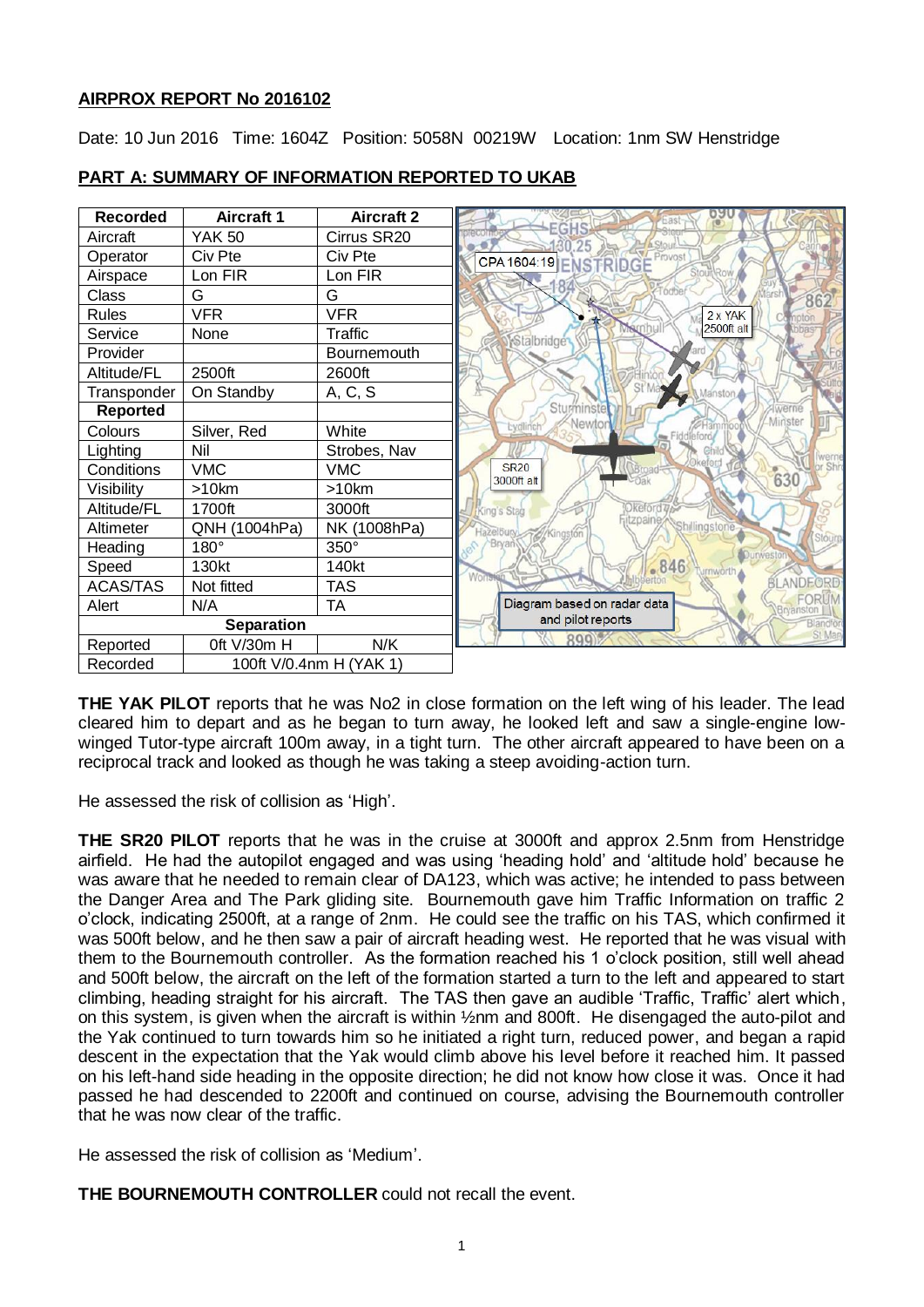## AIRPROX REPORT No 2016102

Date: 10 Jun 2016 Time: 1604Z Position: 5058N 00219W Location: 1nm SW Henstridge

## PART A: SUMMARY OF INFORMATION REPORTED TO UKAB

| Recorded | Aircraft 1 | Aircraft 2 |
|---|---|---|
| Aircraft | YAK 50 | Cirrus SR20 |
| Operator | Civ Pte | Civ Pte |
| Airspace | Lon FIR | Lon FIR |
| Class | G | G |
| Rules | VFR | VFR |
| Service | None | Traffic |
| Provider | | Bournemouth |
| Altitude/FL | 2500ft | 2600ft |
| Transponder | On Standby | A, C, S |
| **Reported** | | |
| Colours | Silver, Red | White |
| Lighting | Nil | Strobes, Nav |
| Conditions | VMC | VMC |
| Visibility | >10km | >10km |
| Altitude/FL | 1700ft | 3000ft |
| Altimeter | QNH (1004hPa) | NK (1008hPa) |
| Heading | 180° | 350° |
| Speed | 130kt | 140kt |
| ACAS/TAS | Not fitted | TAS |
| Alert | N/A | TA |
| **Separation** | | |
| Reported | 0ft V/30m H | N/K |
| Recorded | 100ft V/0.4nm H (YAK 1) | |

CPA 1604:19

2 x YAK 2500ft alt

SR20 3000ft alt

Diagram based on radar data and pilot reports

**THE YAK PILOT** reports that he was No2 in close formation on the left wing of his leader. The lead cleared him to depart and as he began to turn away, he looked left and saw a single-engine low-winged Tutor-type aircraft 100m away, in a tight turn. The other aircraft appeared to have been on a reciprocal track and looked as though he was taking a steep avoiding-action turn.

He assessed the risk of collision as 'High'.

**THE SR20 PILOT** reports that he was in the cruise at 3000ft and approx 2.5nm from Henstridge airfield. He had the autopilot engaged and was using 'heading hold' and 'altitude hold' because he was aware that he needed to remain clear of DA123, which was active; he intended to pass between the Danger Area and The Park gliding site. Bournemouth gave him Traffic Information on traffic 2 o'clock, indicating 2500ft, at a range of 2nm. He could see the traffic on his TAS, which confirmed it was 500ft below, and he then saw a pair of aircraft heading west. He reported that he was visual with them to the Bournemouth controller. As the formation reached his 1 o'clock position, still well ahead and 500ft below, the aircraft on the left of the formation started a turn to the left and appeared to start climbing, heading straight for his aircraft. The TAS then gave an audible 'Traffic, Traffic' alert which, on this system, is given when the aircraft is within ½nm and 800ft. He disengaged the auto-pilot and the Yak continued to turn towards him so he initiated a right turn, reduced power, and began a rapid descent in the expectation that the Yak would climb above his level before it reached him. It passed on his left-hand side heading in the opposite direction; he did not know how close it was. Once it had passed he had descended to 2200ft and continued on course, advising the Bournemouth controller that he was now clear of the traffic.

He assessed the risk of collision as 'Medium'.

**THE BOURNEMOUTH CONTROLLER** could not recall the event.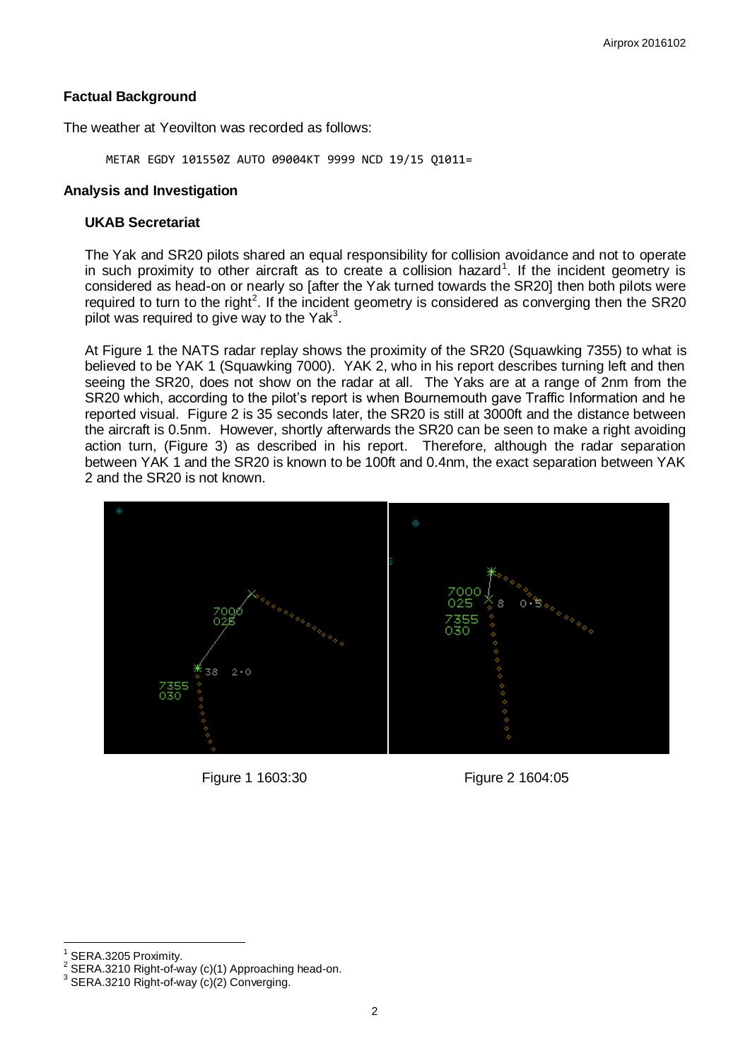### Factual Background

The weather at Yeovilton was recorded as follows:

```
METAR EGDY 101550Z AUTO 09004KT 9999 NCD 19/15 Q1011=
```

### Analysis and Investigation

#### UKAB Secretariat

The Yak and SR20 pilots shared an equal responsibility for collision avoidance and not to operate in such proximity to other aircraft as to create a collision hazard[1]. If the incident geometry is considered as head-on or nearly so [after the Yak turned towards the SR20] then both pilots were required to turn to the right[2]. If the incident geometry is considered as converging then the SR20 pilot was required to give way to the Yak[3].

At Figure 1 the NATS radar replay shows the proximity of the SR20 (Squawking 7355) to what is believed to be YAK 1 (Squawking 7000). YAK 2, who in his report describes turning left and then seeing the SR20, does not show on the radar at all. The Yaks are at a range of 2nm from the SR20 which, according to the pilot's report is when Bournemouth gave Traffic Information and he reported visual. Figure 2 is 35 seconds later, the SR20 is still at 3000ft and the distance between the aircraft is 0.5nm. However, shortly afterwards the SR20 can be seen to make a right avoiding action turn, (Figure 3) as described in his report. Therefore, although the radar separation between YAK 1 and the SR20 is known to be 100ft and 0.4nm, the exact separation between YAK 2 and the SR20 is not known.

Figure 1 1603:30

Figure 2 1604:05

---

[1] SERA.3205 Proximity.

[2] SERA.3210 Right-of-way (c)(1) Approaching head-on.

[3] SERA.3210 Right-of-way (c)(2) Converging.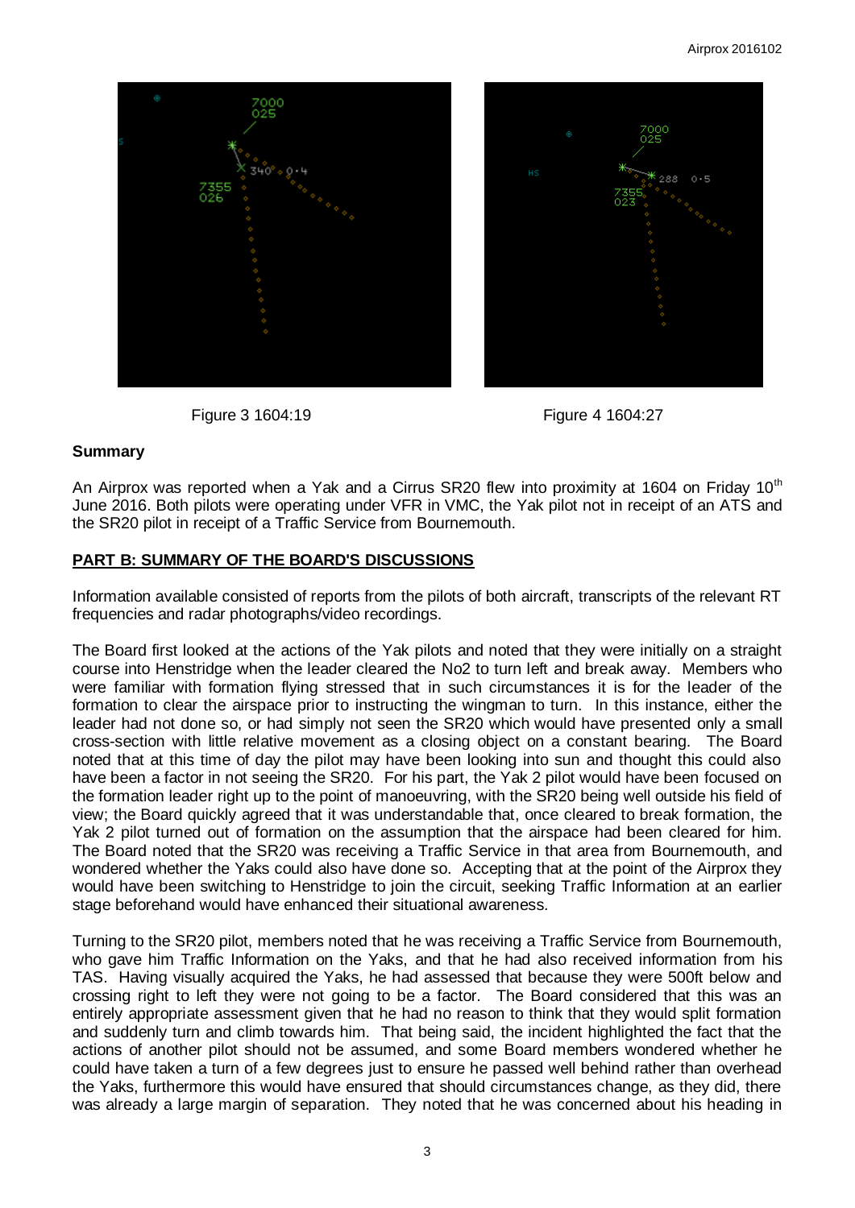Figure 3 1604:19

Figure 4 1604:27

## Summary

An Airprox was reported when a Yak and a Cirrus SR20 flew into proximity at 1604 on Friday 10th June 2016. Both pilots were operating under VFR in VMC, the Yak pilot not in receipt of an ATS and the SR20 pilot in receipt of a Traffic Service from Bournemouth.

## PART B: SUMMARY OF THE BOARD'S DISCUSSIONS

Information available consisted of reports from the pilots of both aircraft, transcripts of the relevant RT frequencies and radar photographs/video recordings.

The Board first looked at the actions of the Yak pilots and noted that they were initially on a straight course into Henstridge when the leader cleared the No2 to turn left and break away. Members who were familiar with formation flying stressed that in such circumstances it is for the leader of the formation to clear the airspace prior to instructing the wingman to turn. In this instance, either the leader had not done so, or had simply not seen the SR20 which would have presented only a small cross-section with little relative movement as a closing object on a constant bearing. The Board noted that at this time of day the pilot may have been looking into sun and thought this could also have been a factor in not seeing the SR20. For his part, the Yak 2 pilot would have been focused on the formation leader right up to the point of manoeuvring, with the SR20 being well outside his field of view; the Board quickly agreed that it was understandable that, once cleared to break formation, the Yak 2 pilot turned out of formation on the assumption that the airspace had been cleared for him. The Board noted that the SR20 was receiving a Traffic Service in that area from Bournemouth, and wondered whether the Yaks could also have done so. Accepting that at the point of the Airprox they would have been switching to Henstridge to join the circuit, seeking Traffic Information at an earlier stage beforehand would have enhanced their situational awareness.

Turning to the SR20 pilot, members noted that he was receiving a Traffic Service from Bournemouth, who gave him Traffic Information on the Yaks, and that he had also received information from his TAS. Having visually acquired the Yaks, he had assessed that because they were 500ft below and crossing right to left they were not going to be a factor. The Board considered that this was an entirely appropriate assessment given that he had no reason to think that they would split formation and suddenly turn and climb towards him. That being said, the incident highlighted the fact that the actions of another pilot should not be assumed, and some Board members wondered whether he could have taken a turn of a few degrees just to ensure he passed well behind rather than overhead the Yaks, furthermore this would have ensured that should circumstances change, as they did, there was already a large margin of separation. They noted that he was concerned about his heading in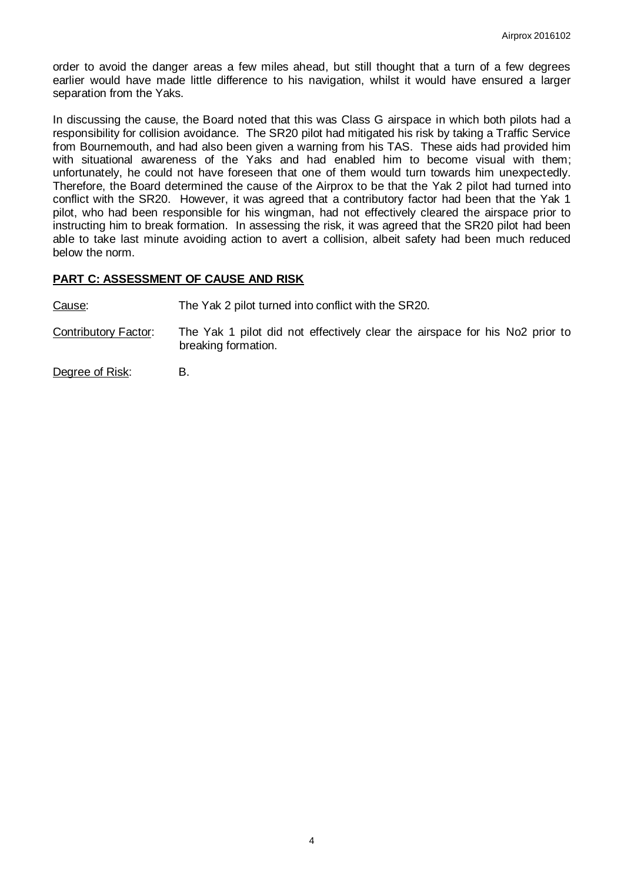order to avoid the danger areas a few miles ahead, but still thought that a turn of a few degrees earlier would have made little difference to his navigation, whilst it would have ensured a larger separation from the Yaks.

In discussing the cause, the Board noted that this was Class G airspace in which both pilots had a responsibility for collision avoidance. The SR20 pilot had mitigated his risk by taking a Traffic Service from Bournemouth, and had also been given a warning from his TAS. These aids had provided him with situational awareness of the Yaks and had enabled him to become visual with them; unfortunately, he could not have foreseen that one of them would turn towards him unexpectedly. Therefore, the Board determined the cause of the Airprox to be that the Yak 2 pilot had turned into conflict with the SR20. However, it was agreed that a contributory factor had been that the Yak 1 pilot, who had been responsible for his wingman, had not effectively cleared the airspace prior to instructing him to break formation. In assessing the risk, it was agreed that the SR20 pilot had been able to take last minute avoiding action to avert a collision, albeit safety had been much reduced below the norm.

## PART C: ASSESSMENT OF CAUSE AND RISK

Cause: The Yak 2 pilot turned into conflict with the SR20.

Contributory Factor: The Yak 1 pilot did not effectively clear the airspace for his No2 prior to breaking formation.

Degree of Risk: B.